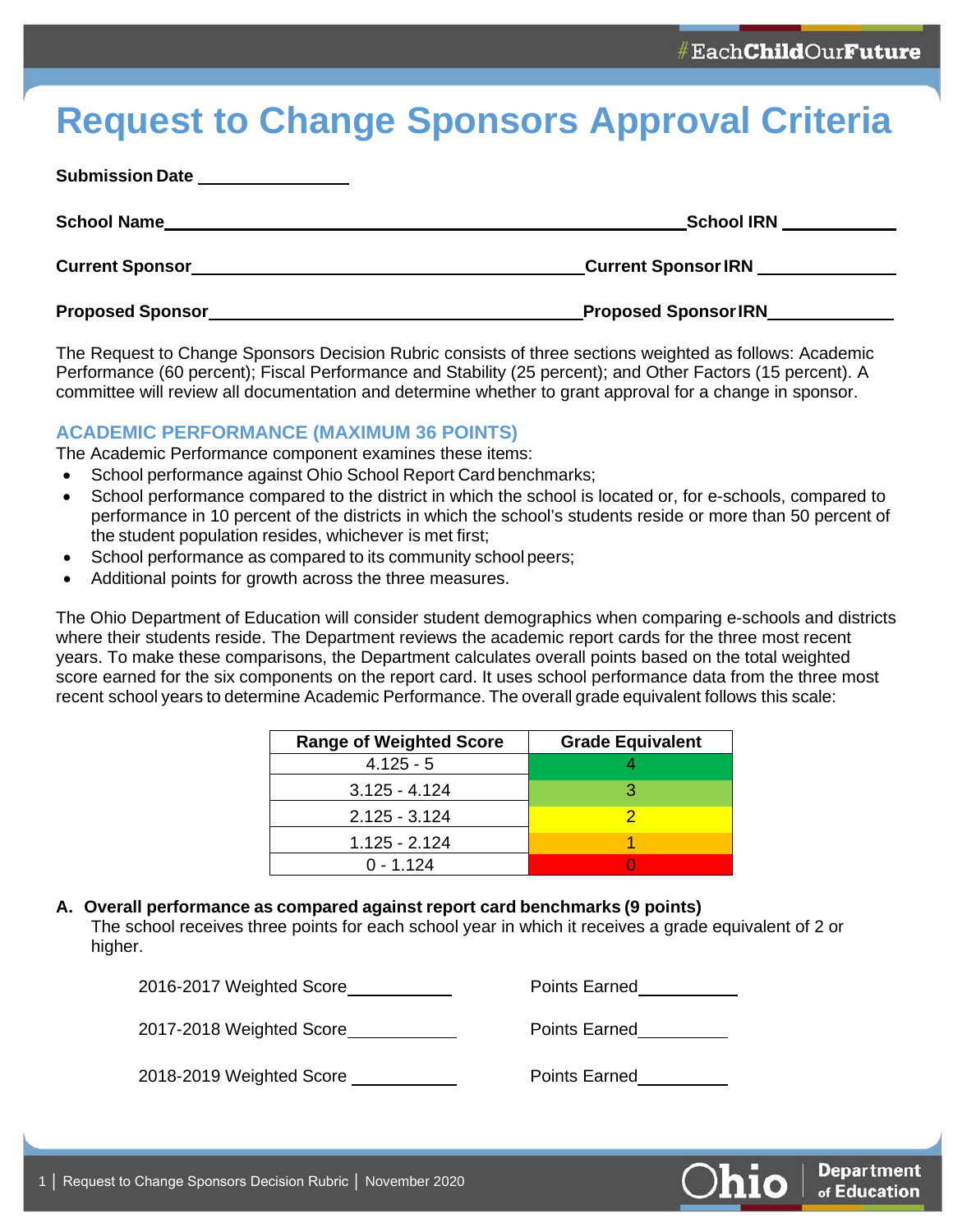# Request to Change Sponsors Approval Criteria

**Submission Date** ________________

**School Name** ______________________________ **School IRN** ____________

**Current Sponsor** ______________________________ **Current Sponsor IRN** ____________

**Proposed Sponsor** ______________________________ **Proposed Sponsor IRN** ____________

The Request to Change Sponsors Decision Rubric consists of three sections weighted as follows: Academic Performance (60 percent); Fiscal Performance and Stability (25 percent); and Other Factors (15 percent). A committee will review all documentation and determine whether to grant approval for a change in sponsor.

## ACADEMIC PERFORMANCE (MAXIMUM 36 POINTS)

The Academic Performance component examines these items:

- School performance against Ohio School Report Card benchmarks;
- School performance compared to the district in which the school is located or, for e-schools, compared to performance in 10 percent of the districts in which the school's students reside or more than 50 percent of the student population resides, whichever is met first;
- School performance as compared to its community school peers;
- Additional points for growth across the three measures.

The Ohio Department of Education will consider student demographics when comparing e-schools and districts where their students reside. The Department reviews the academic report cards for the three most recent years. To make these comparisons, the Department calculates overall points based on the total weighted score earned for the six components on the report card. It uses school performance data from the three most recent school years to determine Academic Performance. The overall grade equivalent follows this scale:

| Range of Weighted Score | Grade Equivalent |
|---|---|
| 4.125 - 5 | 4 |
| 3.125 - 4.124 | 3 |
| 2.125 - 3.124 | 2 |
| 1.125 - 2.124 | 1 |
| 0 - 1.124 | 0 |

**A. Overall performance as compared against report card benchmarks (9 points)**

The school receives three points for each school year in which it receives a grade equivalent of 2 or higher.

2016-2017 Weighted Score ____________ Points Earned ____________

2017-2018 Weighted Score ____________ Points Earned ____________

2018-2019 Weighted Score ____________ Points Earned ____________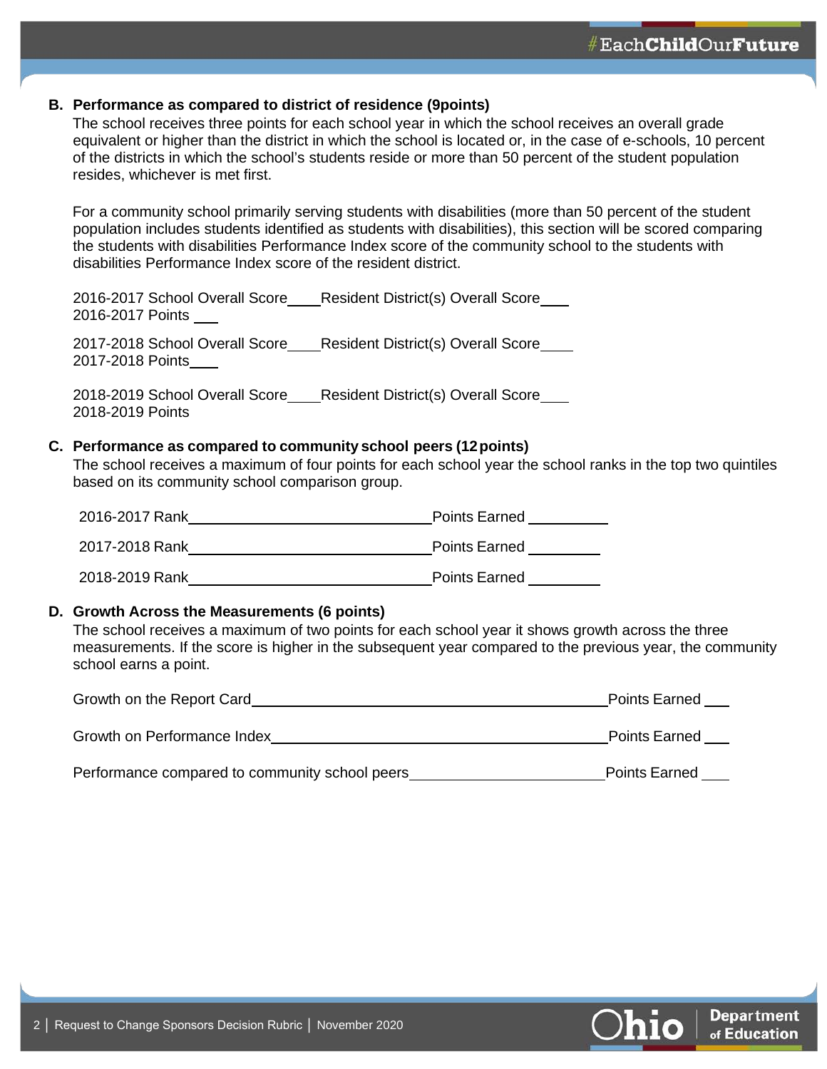**B. Performance as compared to district of residence (9points)**

The school receives three points for each school year in which the school receives an overall grade equivalent or higher than the district in which the school is located or, in the case of e-schools, 10 percent of the districts in which the school's students reside or more than 50 percent of the student population resides, whichever is met first.

For a community school primarily serving students with disabilities (more than 50 percent of the student population includes students identified as students with disabilities), this section will be scored comparing the students with disabilities Performance Index score of the community school to the students with disabilities Performance Index score of the resident district.

2016-2017 School Overall Score____Resident District(s) Overall Score___
2016-2017 Points ___

2017-2018 School Overall Score____Resident District(s) Overall Score____
2017-2018 Points____

2018-2019 School Overall Score____Resident District(s) Overall Score___
2018-2019 Points

**C. Performance as compared to community school peers (12 points)**

The school receives a maximum of four points for each school year the school ranks in the top two quintiles based on its community school comparison group.

2016-2017 Rank______________________________ Points Earned __________

2017-2018 Rank______________________________ Points Earned _________

2018-2019 Rank______________________________ Points Earned _________

**D. Growth Across the Measurements (6 points)**

The school receives a maximum of two points for each school year it shows growth across the three measurements. If the score is higher in the subsequent year compared to the previous year, the community school earns a point.

Growth on the Report Card____________________________________________ Points Earned ___

Growth on Performance Index__________________________________________ Points Earned ___

Performance compared to community school peers________________________ Points Earned ___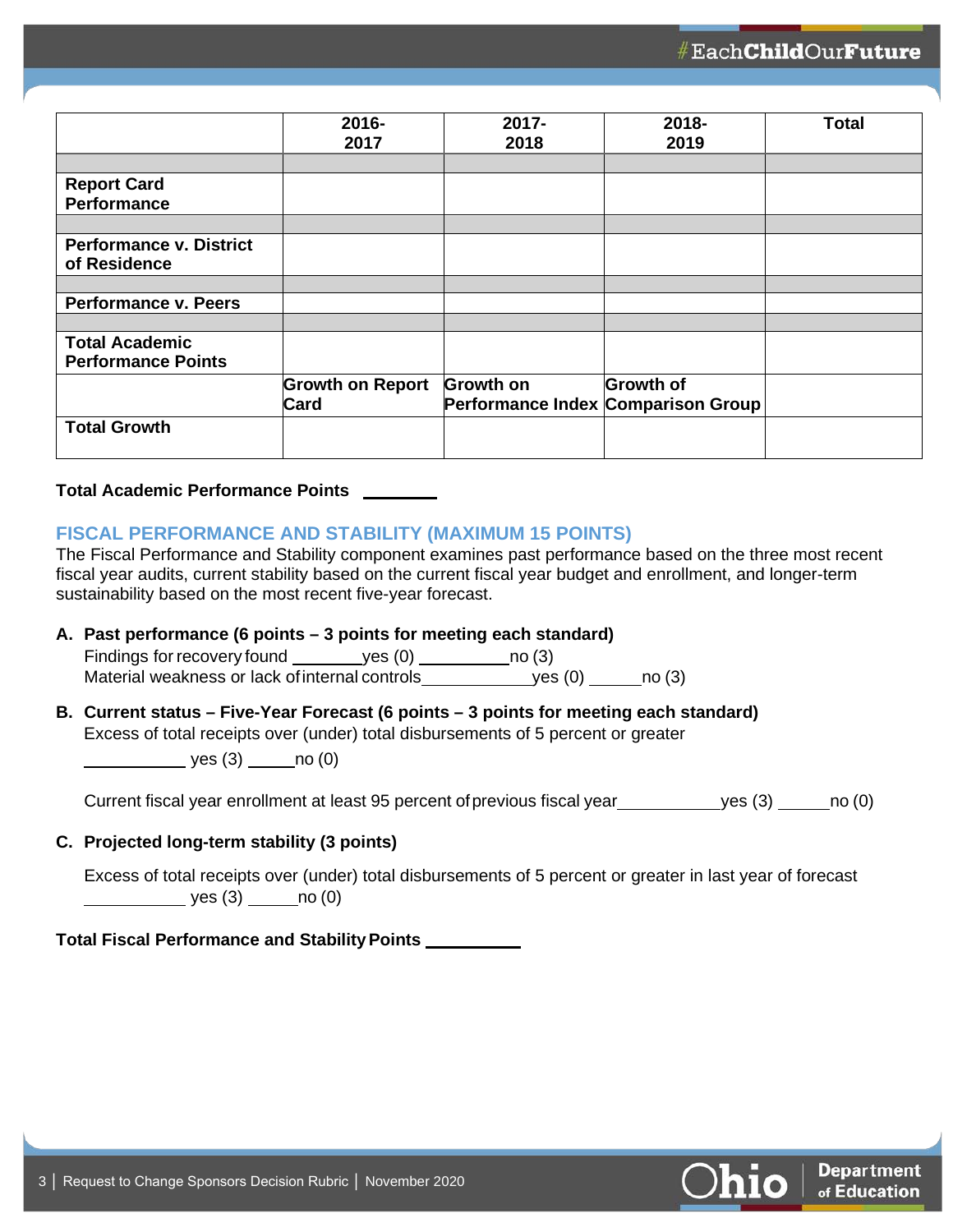| | 2016-2017 | 2017-2018 | 2018-2019 | Total |
|---|---|---|---|---|
| | | | | |
| **Report Card Performance** | | | | |
| | | | | |
| **Performance v. District of Residence** | | | | |
| | | | | |
| **Performance v. Peers** | | | | |
| | | | | |
| **Total Academic Performance Points** | | | | |
| | **Growth on Report Card** | **Growth on Performance Index** | **Growth of Comparison Group** | |
| **Total Growth** | | | | |

**Total Academic Performance Points** ________

## FISCAL PERFORMANCE AND STABILITY (MAXIMUM 15 POINTS)

The Fiscal Performance and Stability component examines past performance based on the three most recent fiscal year audits, current stability based on the current fiscal year budget and enrollment, and longer-term sustainability based on the most recent five-year forecast.

**A. Past performance (6 points – 3 points for meeting each standard)**

Findings for recovery found ________yes (0) __________no (3)

Material weakness or lack of internal controls____________yes (0) ______no (3)

**B. Current status – Five-Year Forecast (6 points – 3 points for meeting each standard)**

Excess of total receipts over (under) total disbursements of 5 percent or greater

__________ yes (3) _____no (0)

Current fiscal year enrollment at least 95 percent of previous fiscal year__________yes (3) _____no (0)

**C. Projected long-term stability (3 points)**

Excess of total receipts over (under) total disbursements of 5 percent or greater in last year of forecast

__________ yes (3) _____no (0)

**Total Fiscal Performance and Stability Points** __________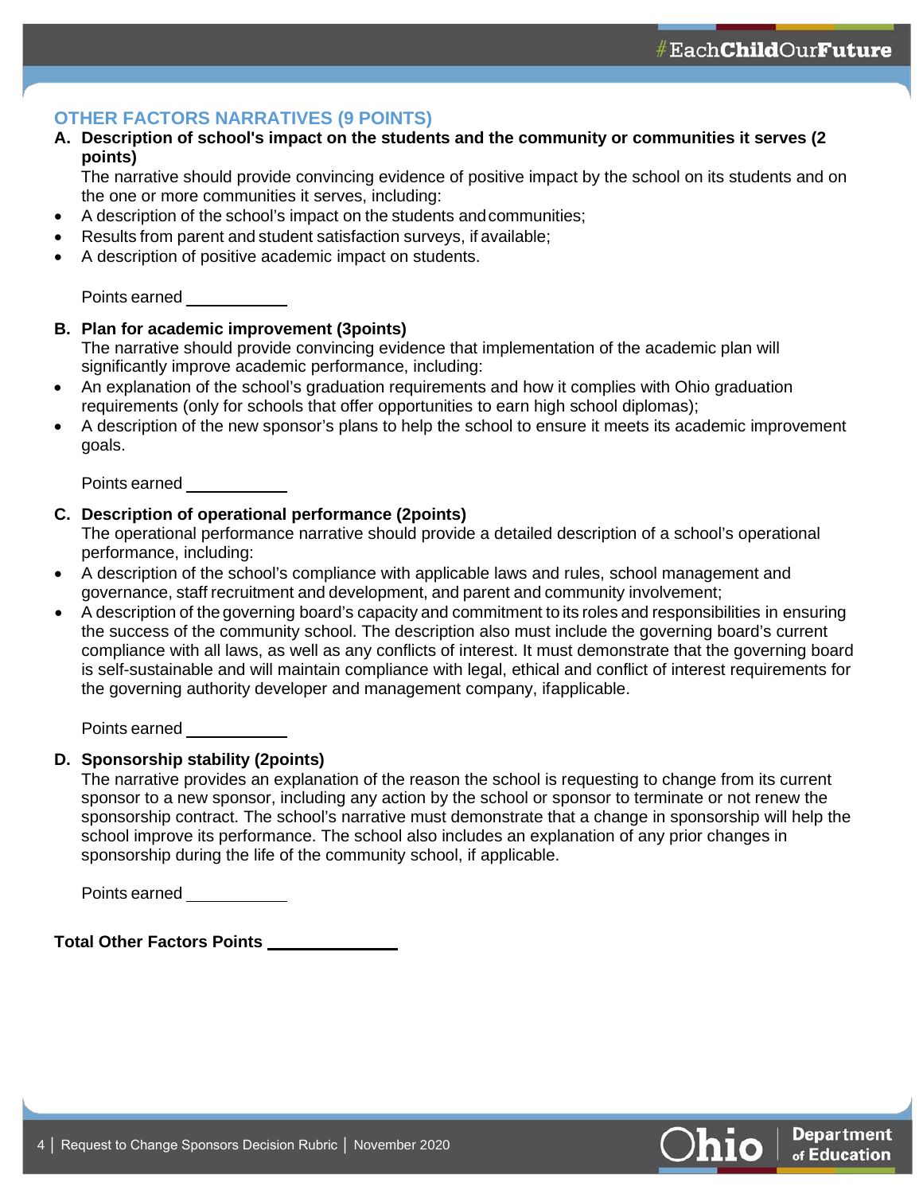## OTHER FACTORS NARRATIVES (9 POINTS)

**A. Description of school's impact on the students and the community or communities it serves (2 points)**

The narrative should provide convincing evidence of positive impact by the school on its students and on the one or more communities it serves, including:

- A description of the school's impact on the students and communities;
- Results from parent and student satisfaction surveys, if available;
- A description of positive academic impact on students.

Points earned ___________

**B. Plan for academic improvement (3points)**

The narrative should provide convincing evidence that implementation of the academic plan will significantly improve academic performance, including:

- An explanation of the school's graduation requirements and how it complies with Ohio graduation requirements (only for schools that offer opportunities to earn high school diplomas);
- A description of the new sponsor's plans to help the school to ensure it meets its academic improvement goals.

Points earned ___________

**C. Description of operational performance (2points)**

The operational performance narrative should provide a detailed description of a school's operational performance, including:

- A description of the school's compliance with applicable laws and rules, school management and governance, staff recruitment and development, and parent and community involvement;
- A description of the governing board's capacity and commitment to its roles and responsibilities in ensuring the success of the community school. The description also must include the governing board's current compliance with all laws, as well as any conflicts of interest. It must demonstrate that the governing board is self-sustainable and will maintain compliance with legal, ethical and conflict of interest requirements for the governing authority developer and management company, ifapplicable.

Points earned ___________

**D. Sponsorship stability (2points)**

The narrative provides an explanation of the reason the school is requesting to change from its current sponsor to a new sponsor, including any action by the school or sponsor to terminate or not renew the sponsorship contract. The school's narrative must demonstrate that a change in sponsorship will help the school improve its performance. The school also includes an explanation of any prior changes in sponsorship during the life of the community school, if applicable.

Points earned ___________

**Total Other Factors Points** ______________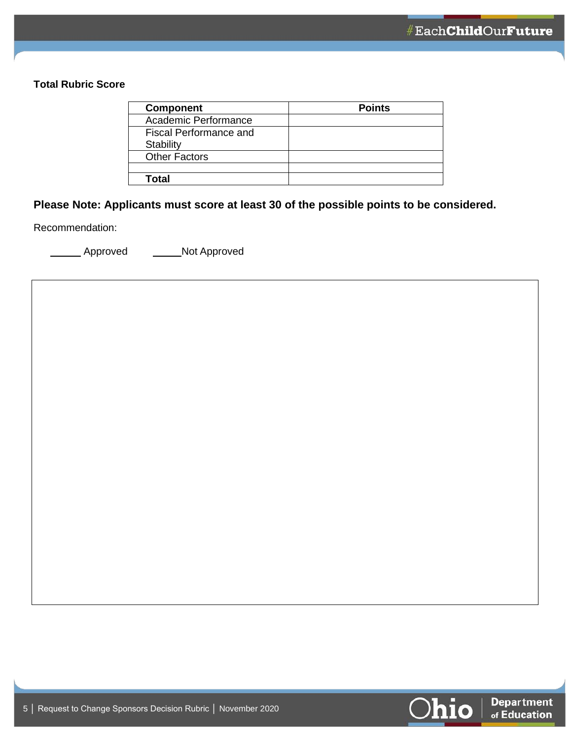**Total Rubric Score**

| Component | Points |
|---|---|
| Academic Performance | |
| Fiscal Performance and Stability | |
| Other Factors | |
| | |
| **Total** | |

**Please Note: Applicants must score at least 30 of the possible points to be considered.**

Recommendation:

______ Approved  ______Not Approved